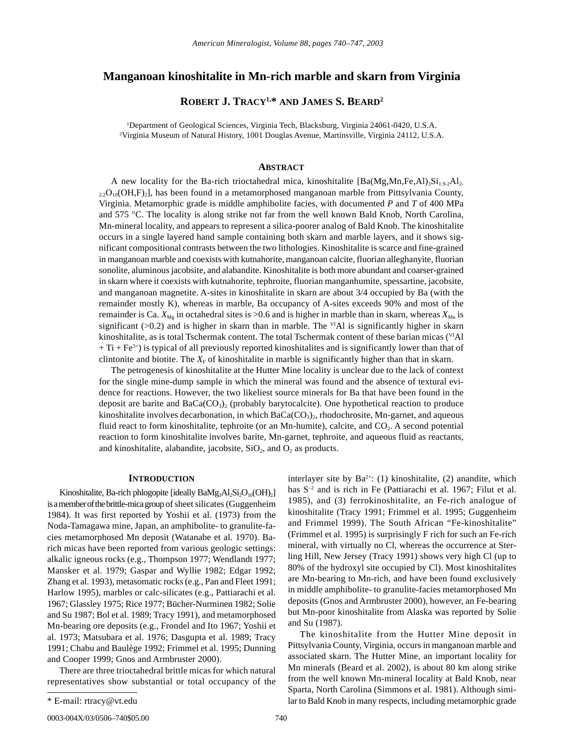# Manganoan kinoshitalite in Mn-rich marble and skarn from Virginia

**ROBERT J. TRACY[1,*] AND JAMES S. BEARD[2]**

[1]Department of Geological Sciences, Virginia Tech, Blacksburg, Virginia 24061-0420, U.S.A.
[2]Virginia Museum of Natural History, 1001 Douglas Avenue, Martinsville, Virginia 24112, U.S.A.

## ABSTRACT

A new locality for the Ba-rich trioctahedral mica, kinoshitalite [$Ba(Mg,Mn,Fe,Al)_3Si_{1.9-2}Al_{2-2.2}O_{10}(OH,F)_2$], has been found in a metamorphosed manganoan marble from Pittsylvania County, Virginia. Metamorphic grade is middle amphibolite facies, with documented *P* and *T* of 400 MPa and 575 °C. The locality is along strike not far from the well known Bald Knob, North Carolina, Mn-mineral locality, and appears to represent a silica-poorer analog of Bald Knob. The kinoshitalite occurs in a single layered hand sample containing both skarn and marble layers, and it shows significant compositional contrasts between the two lithologies. Kinoshitalite is scarce and fine-grained in manganoan marble and coexists with kutnahorite, manganoan calcite, fluorian alleghanyite, fluorian sonolite, aluminous jacobsite, and alabandite. Kinoshitalite is both more abundant and coarser-grained in skarn where it coexists with kutnahorite, tephroite, fluorian manganhumite, spessartine, jacobsite, and manganoan magnetite. A-sites in kinoshitalite in skarn are about 3/4 occupied by Ba (with the remainder mostly K), whereas in marble, Ba occupancy of A-sites exceeds 90% and most of the remainder is Ca. $X_{Mg}$ in octahedral sites is >0.6 and is higher in marble than in skarn, whereas $X_{Mn}$ is significant (>0.2) and is higher in skarn than in marble. The $^{VI}Al$ is significantly higher in skarn kinoshitalite, as is total Tschermak content. The total Tschermak content of these barian micas ($^{VI}Al + Ti + Fe^{3+}$) is typical of all previously reported kinoshitalites and is significantly lower than that of clintonite and biotite. The $X_F$ of kinoshitalite in marble is significantly higher than that in skarn.

The petrogenesis of kinoshitalite at the Hutter Mine locality is unclear due to the lack of context for the single mine-dump sample in which the mineral was found and the absence of textural evidence for reactions. However, the two likeliest source minerals for Ba that have been found in the deposit are barite and $BaCa(CO_3)_2$ (probably barytocalcite). One hypothetical reaction to produce kinoshitalite involves decarbonation, in which $BaCa(CO_3)_2$, rhodochrosite, Mn-garnet, and aqueous fluid react to form kinoshitalite, tephroite (or an Mn-humite), calcite, and $CO_2$. A second potential reaction to form kinoshitalite involves barite, Mn-garnet, tephroite, and aqueous fluid as reactants, and kinoshitalite, alabandite, jacobsite, $SiO_2$, and $O_2$ as products.

## INTRODUCTION

Kinoshitalite, Ba-rich phlogopite [ideally $BaMg_3Al_2Si_2O_{10}(OH)_2$] is a member of the brittle-mica group of sheet silicates (Guggenheim 1984). It was first reported by Yoshii et al. (1973) from the Noda-Tamagawa mine, Japan, an amphibolite- to granulite-facies metamorphosed Mn deposit (Watanabe et al. 1970). Ba-rich micas have been reported from various geologic settings: alkalic igneous rocks (e.g., Thompson 1977; Wendlandt 1977; Mansker et al. 1979; Gaspar and Wyllie 1982; Edgar 1992; Zhang et al. 1993), metasomatic rocks (e.g., Pan and Fleet 1991; Harlow 1995), marbles or calc-silicates (e.g., Pattiarachi et al. 1967; Glassley 1975; Rice 1977; Bücher-Nurminen 1982; Solie and Su 1987; Bol et al. 1989; Tracy 1991), and metamorphosed Mn-bearing ore deposits (e.g., Frondel and Ito 1967; Yoshii et al. 1973; Matsubara et al. 1976; Dasgupta et al. 1989; Tracy 1991; Chabu and Baulège 1992; Frimmel et al. 1995; Dunning and Cooper 1999; Gnos and Armbruster 2000).

There are three trioctahedral brittle micas for which natural representatives show substantial or total occupancy of the interlayer site by $Ba^{2+}$: (1) kinoshitalite, (2) anandite, which has $S^{-2}$ and is rich in Fe (Pattiarachi et al. 1967; Filut et al. 1985), and (3) ferrokinoshitalite, an Fe-rich analogue of kinoshitalite (Tracy 1991; Frimmel et al. 1995; Guggenheim and Frimmel 1999). The South African "Fe-kinoshitalite" (Frimmel et al. 1995) is surprisingly F rich for such an Fe-rich mineral, with virtually no Cl, whereas the occurrence at Sterling Hill, New Jersey (Tracy 1991) shows very high Cl (up to 80% of the hydroxyl site occupied by Cl). Most kinoshitalites are Mn-bearing to Mn-rich, and have been found exclusively in middle amphibolite- to granulite-facies metamorphosed Mn deposits (Gnos and Armbruster 2000), however, an Fe-bearing but Mn-poor kinoshitalite from Alaska was reported by Solie and Su (1987).

The kinoshitalite from the Hutter Mine deposit in Pittsylvania County, Virginia, occurs in manganoan marble and associated skarn. The Hutter Mine, an important locality for Mn minerals (Beard et al. 2002), is about 80 km along strike from the well known Mn-mineral locality at Bald Knob, near Sparta, North Carolina (Simmons et al. 1981). Although similar to Bald Knob in many respects, including metamorphic grade

* E-mail: rtracy@vt.edu

0003-004X/03/0506–740$05.00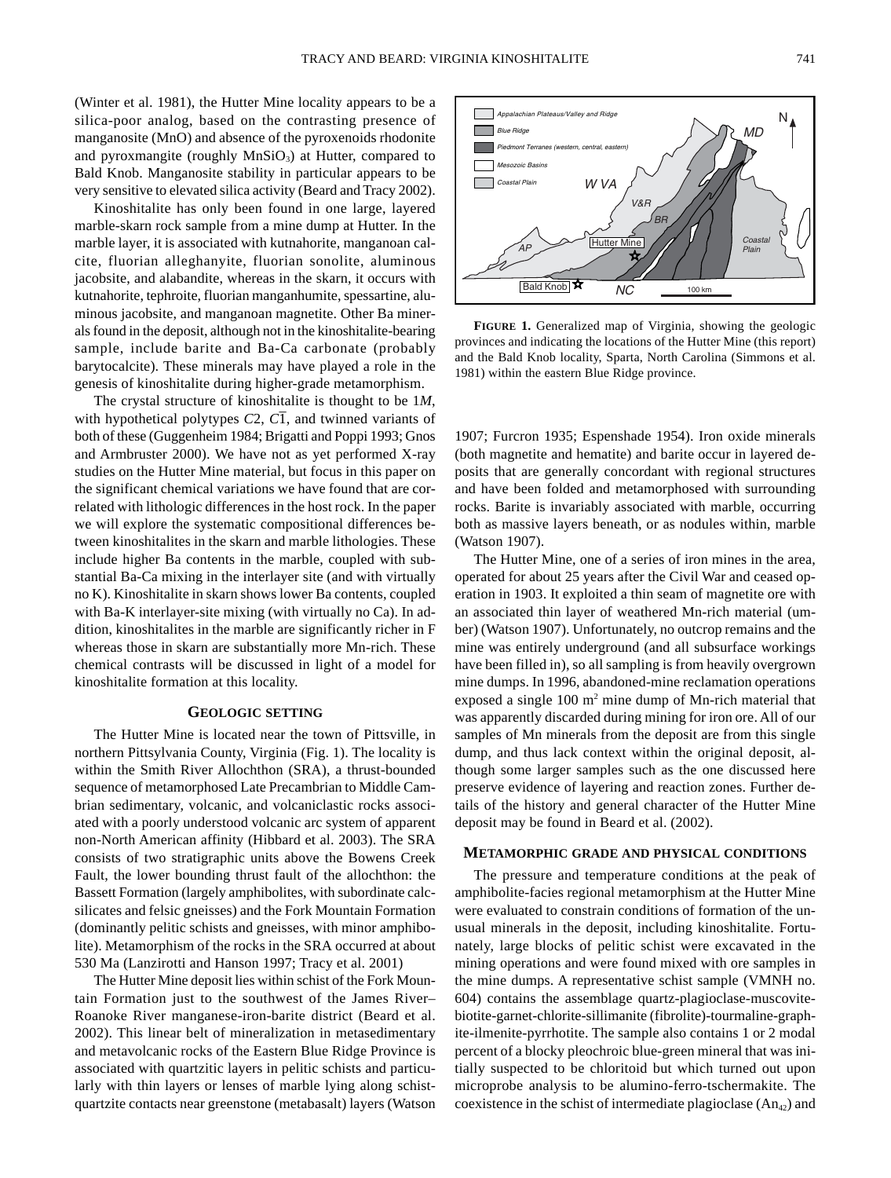(Winter et al. 1981), the Hutter Mine locality appears to be a silica-poor analog, based on the contrasting presence of manganosite (MnO) and absence of the pyroxenoids rhodonite and pyroxmangite (roughly $MnSiO_3$) at Hutter, compared to Bald Knob. Manganosite stability in particular appears to be very sensitive to elevated silica activity (Beard and Tracy 2002).

Kinoshitalite has only been found in one large, layered marble-skarn rock sample from a mine dump at Hutter. In the marble layer, it is associated with kutnahorite, manganoan calcite, fluorian alleghanyite, fluorian sonolite, aluminous jacobsite, and alabandite, whereas in the skarn, it occurs with kutnahorite, tephroite, fluorian manganhumite, spessartine, aluminous jacobsite, and manganoan magnetite. Other Ba minerals found in the deposit, although not in the kinoshitalite-bearing sample, include barite and Ba-Ca carbonate (probably barytocalcite). These minerals may have played a role in the genesis of kinoshitalite during higher-grade metamorphism.

The crystal structure of kinoshitalite is thought to be 1*M*, with hypothetical polytypes *C*2, $C\bar{1}$, and twinned variants of both of these (Guggenheim 1984; Brigatti and Poppi 1993; Gnos and Armbruster 2000). We have not as yet performed X-ray studies on the Hutter Mine material, but focus in this paper on the significant chemical variations we have found that are correlated with lithologic differences in the host rock. In the paper we will explore the systematic compositional differences between kinoshitalites in the skarn and marble lithologies. These include higher Ba contents in the marble, coupled with substantial Ba-Ca mixing in the interlayer site (and with virtually no K). Kinoshitalite in skarn shows lower Ba contents, coupled with Ba-K interlayer-site mixing (with virtually no Ca). In addition, kinoshitalites in the marble are significantly richer in F whereas those in skarn are substantially more Mn-rich. These chemical contrasts will be discussed in light of a model for kinoshitalite formation at this locality.

## Geologic setting

The Hutter Mine is located near the town of Pittsville, in northern Pittsylvania County, Virginia (Fig. 1). The locality is within the Smith River Allochthon (SRA), a thrust-bounded sequence of metamorphosed Late Precambrian to Middle Cambrian sedimentary, volcanic, and volcaniclastic rocks associated with a poorly understood volcanic arc system of apparent non-North American affinity (Hibbard et al. 2003). The SRA consists of two stratigraphic units above the Bowens Creek Fault, the lower bounding thrust fault of the allochthon: the Bassett Formation (largely amphibolites, with subordinate calc-silicates and felsic gneisses) and the Fork Mountain Formation (dominantly pelitic schists and gneisses, with minor amphibolite). Metamorphism of the rocks in the SRA occurred at about 530 Ma (Lanzirotti and Hanson 1997; Tracy et al. 2001)

The Hutter Mine deposit lies within schist of the Fork Mountain Formation just to the southwest of the James River–Roanoke River manganese-iron-barite district (Beard et al. 2002). This linear belt of mineralization in metasedimentary and metavolcanic rocks of the Eastern Blue Ridge Province is associated with quartzitic layers in pelitic schists and particularly with thin layers or lenses of marble lying along schist-quartzite contacts near greenstone (metabasalt) layers (Watson 1907; Furcron 1935; Espenshade 1954). Iron oxide minerals (both magnetite and hematite) and barite occur in layered deposits that are generally concordant with regional structures and have been folded and metamorphosed with surrounding rocks. Barite is invariably associated with marble, occurring both as massive layers beneath, or as nodules within, marble (Watson 1907).

**Figure 1.** Generalized map of Virginia, showing the geologic provinces and indicating the locations of the Hutter Mine (this report) and the Bald Knob locality, Sparta, North Carolina (Simmons et al. 1981) within the eastern Blue Ridge province.

The Hutter Mine, one of a series of iron mines in the area, operated for about 25 years after the Civil War and ceased operation in 1903. It exploited a thin seam of magnetite ore with an associated thin layer of weathered Mn-rich material (umber) (Watson 1907). Unfortunately, no outcrop remains and the mine was entirely underground (and all subsurface workings have been filled in), so all sampling is from heavily overgrown mine dumps. In 1996, abandoned-mine reclamation operations exposed a single 100 $m^2$ mine dump of Mn-rich material that was apparently discarded during mining for iron ore. All of our samples of Mn minerals from the deposit are from this single dump, and thus lack context within the original deposit, although some larger samples such as the one discussed here preserve evidence of layering and reaction zones. Further details of the history and general character of the Hutter Mine deposit may be found in Beard et al. (2002).

## Metamorphic grade and physical conditions

The pressure and temperature conditions at the peak of amphibolite-facies regional metamorphism at the Hutter Mine were evaluated to constrain conditions of formation of the unusual minerals in the deposit, including kinoshitalite. Fortunately, large blocks of pelitic schist were excavated in the mining operations and were found mixed with ore samples in the mine dumps. A representative schist sample (VMNH no. 604) contains the assemblage quartz-plagioclase-muscovite-biotite-garnet-chlorite-sillimanite (fibrolite)-tourmaline-graphite-ilmenite-pyrrhotite. The sample also contains 1 or 2 modal percent of a blocky pleochroic blue-green mineral that was initially suspected to be chloritoid but which turned out upon microprobe analysis to be alumino-ferro-tschermakite. The coexistence in the schist of intermediate plagioclase ($An_{42}$) and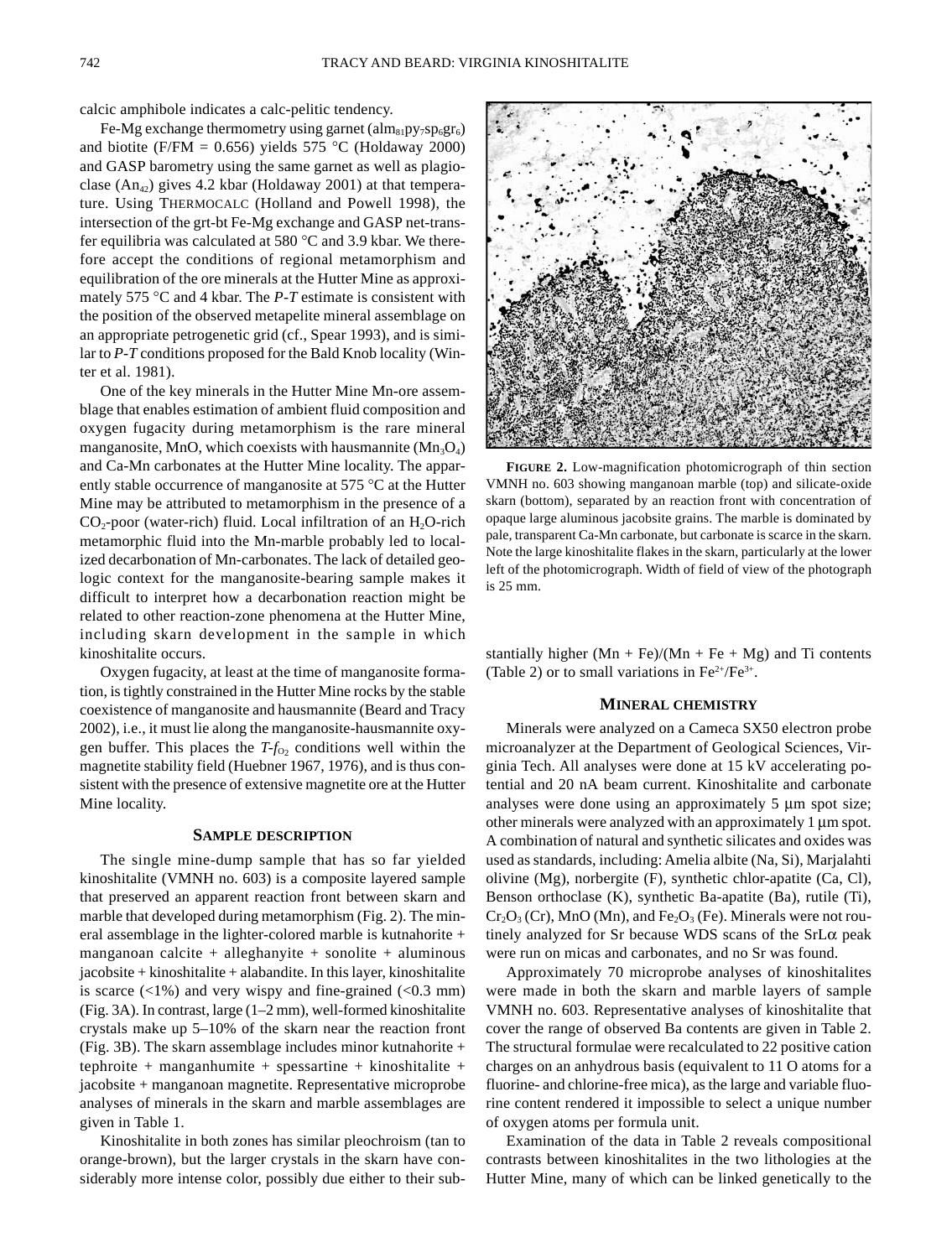calcic amphibole indicates a calc-pelitic tendency.

Fe-Mg exchange thermometry using garnet ($alm_{81}py_7sp_6gr_6$) and biotite (F/FM = 0.656) yields 575 °C (Holdaway 2000) and GASP barometry using the same garnet as well as plagioclase ($An_{42}$) gives 4.2 kbar (Holdaway 2001) at that temperature. Using THERMOCALC (Holland and Powell 1998), the intersection of the grt-bt Fe-Mg exchange and GASP net-transfer equilibria was calculated at 580 °C and 3.9 kbar. We therefore accept the conditions of regional metamorphism and equilibration of the ore minerals at the Hutter Mine as approximately 575 °C and 4 kbar. The *P-T* estimate is consistent with the position of the observed metapelite mineral assemblage on an appropriate petrogenetic grid (cf., Spear 1993), and is similar to *P-T* conditions proposed for the Bald Knob locality (Winter et al. 1981).

One of the key minerals in the Hutter Mine Mn-ore assemblage that enables estimation of ambient fluid composition and oxygen fugacity during metamorphism is the rare mineral manganosite, MnO, which coexists with hausmannite ($Mn_3O_4$) and Ca-Mn carbonates at the Hutter Mine locality. The apparently stable occurrence of manganosite at 575 °C at the Hutter Mine may be attributed to metamorphism in the presence of a $CO_2$-poor (water-rich) fluid. Local infiltration of an $H_2O$-rich metamorphic fluid into the Mn-marble probably led to localized decarbonation of Mn-carbonates. The lack of detailed geologic context for the manganosite-bearing sample makes it difficult to interpret how a decarbonation reaction might be related to other reaction-zone phenomena at the Hutter Mine, including skarn development in the sample in which kinoshitalite occurs.

Oxygen fugacity, at least at the time of manganosite formation, is tightly constrained in the Hutter Mine rocks by the stable coexistence of manganosite and hausmannite (Beard and Tracy 2002), i.e., it must lie along the manganosite-hausmannite oxygen buffer. This places the $T$-$f_{O_2}$ conditions well within the magnetite stability field (Huebner 1967, 1976), and is thus consistent with the presence of extensive magnetite ore at the Hutter Mine locality.

## SAMPLE DESCRIPTION

The single mine-dump sample that has so far yielded kinoshitalite (VMNH no. 603) is a composite layered sample that preserved an apparent reaction front between skarn and marble that developed during metamorphism (Fig. 2). The mineral assemblage in the lighter-colored marble is kutnahorite + manganoan calcite + alleghanyite + sonolite + aluminous jacobsite + kinoshitalite + alabandite. In this layer, kinoshitalite is scarce (<1%) and very wispy and fine-grained (<0.3 mm) (Fig. 3A). In contrast, large (1–2 mm), well-formed kinoshitalite crystals make up 5–10% of the skarn near the reaction front (Fig. 3B). The skarn assemblage includes minor kutnahorite + tephroite + manganhumite + spessartine + kinoshitalite + jacobsite + manganoan magnetite. Representative microprobe analyses of minerals in the skarn and marble assemblages are given in Table 1.

Kinoshitalite in both zones has similar pleochroism (tan to orange-brown), but the larger crystals in the skarn have considerably more intense color, possibly due either to their substantially higher (Mn + Fe)/(Mn + Fe + Mg) and Ti contents (Table 2) or to small variations in $Fe^{2+}/Fe^{3+}$.

**FIGURE 2.** Low-magnification photomicrograph of thin section VMNH no. 603 showing manganoan marble (top) and silicate-oxide skarn (bottom), separated by an reaction front with concentration of opaque large aluminous jacobsite grains. The marble is dominated by pale, transparent Ca-Mn carbonate, but carbonate is scarce in the skarn. Note the large kinoshitalite flakes in the skarn, particularly at the lower left of the photomicrograph. Width of field of view of the photograph is 25 mm.

## MINERAL CHEMISTRY

Minerals were analyzed on a Cameca SX50 electron probe microanalyzer at the Department of Geological Sciences, Virginia Tech. All analyses were done at 15 kV accelerating potential and 20 nA beam current. Kinoshitalite and carbonate analyses were done using an approximately 5 µm spot size; other minerals were analyzed with an approximately 1 µm spot. A combination of natural and synthetic silicates and oxides was used as standards, including: Amelia albite (Na, Si), Marjalahti olivine (Mg), norbergite (F), synthetic chlor-apatite (Ca, Cl), Benson orthoclase (K), synthetic Ba-apatite (Ba), rutile (Ti), $Cr_2O_3$ (Cr), MnO (Mn), and $Fe_2O_3$ (Fe). Minerals were not routinely analyzed for Sr because WDS scans of the SrLα peak were run on micas and carbonates, and no Sr was found.

Approximately 70 microprobe analyses of kinoshitalites were made in both the skarn and marble layers of sample VMNH no. 603. Representative analyses of kinoshitalite that cover the range of observed Ba contents are given in Table 2. The structural formulae were recalculated to 22 positive cation charges on an anhydrous basis (equivalent to 11 O atoms for a fluorine- and chlorine-free mica), as the large and variable fluorine content rendered it impossible to select a unique number of oxygen atoms per formula unit.

Examination of the data in Table 2 reveals compositional contrasts between kinoshitalites in the two lithologies at the Hutter Mine, many of which can be linked genetically to the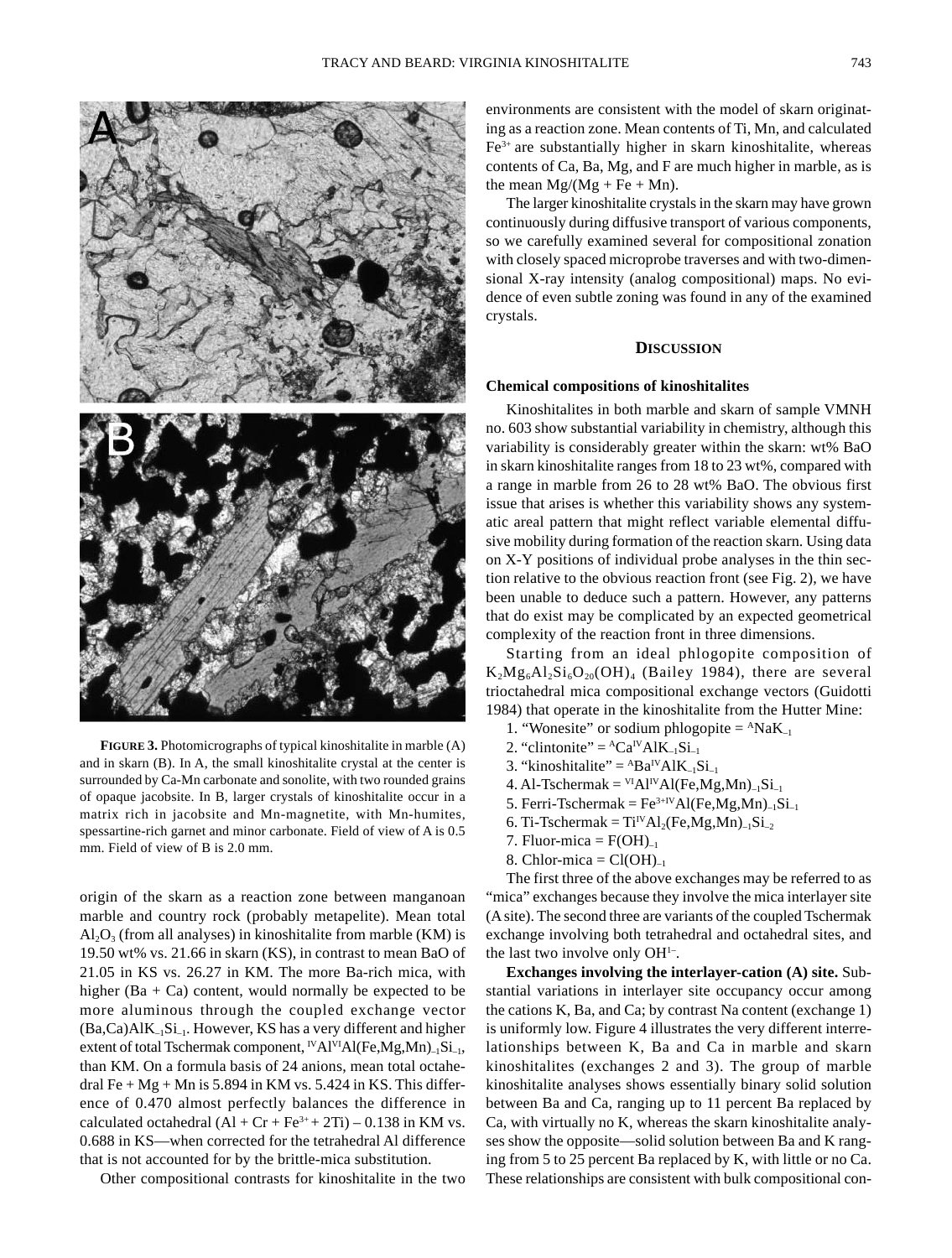**FIGURE 3.** Photomicrographs of typical kinoshitalite in marble (A) and in skarn (B). In A, the small kinoshitalite crystal at the center is surrounded by Ca-Mn carbonate and sonolite, with two rounded grains of opaque jacobsite. In B, larger crystals of kinoshitalite occur in a matrix rich in jacobsite and Mn-magnetite, with Mn-humites, spessartine-rich garnet and minor carbonate. Field of view of A is 0.5 mm. Field of view of B is 2.0 mm.

origin of the skarn as a reaction zone between manganoan marble and country rock (probably metapelite). Mean total $Al_2O_3$ (from all analyses) in kinoshitalite from marble (KM) is 19.50 wt% vs. 21.66 in skarn (KS), in contrast to mean BaO of 21.05 in KS vs. 26.27 in KM. The more Ba-rich mica, with higher (Ba + Ca) content, would normally be expected to be more aluminous through the coupled exchange vector $(Ba,Ca)AlK_{-1}Si_{-1}$. However, KS has a very different and higher extent of total Tschermak component, $^{IV}Al^{VI}Al(Fe,Mg,Mn)_{-1}Si_{-1}$, than KM. On a formula basis of 24 anions, mean total octahedral Fe + Mg + Mn is 5.894 in KM vs. 5.424 in KS. This difference of 0.470 almost perfectly balances the difference in calculated octahedral (Al + Cr + $Fe^{3+}$ + 2Ti) – 0.138 in KM vs. 0.688 in KS—when corrected for the tetrahedral Al difference that is not accounted for by the brittle-mica substitution.

Other compositional contrasts for kinoshitalite in the two environments are consistent with the model of skarn originating as a reaction zone. Mean contents of Ti, Mn, and calculated $Fe^{3+}$ are substantially higher in skarn kinoshitalite, whereas contents of Ca, Ba, Mg, and F are much higher in marble, as is the mean Mg/(Mg + Fe + Mn).

The larger kinoshitalite crystals in the skarn may have grown continuously during diffusive transport of various components, so we carefully examined several for compositional zonation with closely spaced microprobe traverses and with two-dimensional X-ray intensity (analog compositional) maps. No evidence of even subtle zoning was found in any of the examined crystals.

## DISCUSSION

### Chemical compositions of kinoshitalites

Kinoshitalites in both marble and skarn of sample VMNH no. 603 show substantial variability in chemistry, although this variability is considerably greater within the skarn: wt% BaO in skarn kinoshitalite ranges from 18 to 23 wt%, compared with a range in marble from 26 to 28 wt% BaO. The obvious first issue that arises is whether this variability shows any systematic areal pattern that might reflect variable elemental diffusive mobility during formation of the reaction skarn. Using data on X-Y positions of individual probe analyses in the thin section relative to the obvious reaction front (see Fig. 2), we have been unable to deduce such a pattern. However, any patterns that do exist may be complicated by an expected geometrical complexity of the reaction front in three dimensions.

Starting from an ideal phlogopite composition of $K_2Mg_6Al_2Si_6O_{20}(OH)_4$ (Bailey 1984), there are several trioctahedral mica compositional exchange vectors (Guidotti 1984) that operate in the kinoshitalite from the Hutter Mine:

1. "Wonesite" or sodium phlogopite = $^{A}NaK_{-1}$
2. "clintonite" = $^{A}Ca^{IV}AlK_{-1}Si_{-1}$
3. "kinoshitalite" = $^{A}Ba^{IV}AlK_{-1}Si_{-1}$
4. Al-Tschermak = $^{VI}Al^{IV}Al(Fe,Mg,Mn)_{-1}Si_{-1}$
5. Ferri-Tschermak = $Fe^{3+IV}Al(Fe,Mg,Mn)_{-1}Si_{-1}$
6. Ti-Tschermak = $Ti^{IV}Al_2(Fe,Mg,Mn)_{-1}Si_{-2}$
7. Fluor-mica = $F(OH)_{-1}$
8. Chlor-mica = $Cl(OH)_{-1}$

The first three of the above exchanges may be referred to as "mica" exchanges because they involve the mica interlayer site (A site). The second three are variants of the coupled Tschermak exchange involving both tetrahedral and octahedral sites, and the last two involve only $OH^{1-}$.

**Exchanges involving the interlayer-cation (A) site.** Substantial variations in interlayer site occupancy occur among the cations K, Ba, and Ca; by contrast Na content (exchange 1) is uniformly low. Figure 4 illustrates the very different interrelationships between K, Ba and Ca in marble and skarn kinoshitalites (exchanges 2 and 3). The group of marble kinoshitalite analyses shows essentially binary solid solution between Ba and Ca, ranging up to 11 percent Ba replaced by Ca, with virtually no K, whereas the skarn kinoshitalite analyses show the opposite—solid solution between Ba and K ranging from 5 to 25 percent Ba replaced by K, with little or no Ca. These relationships are consistent with bulk compositional con-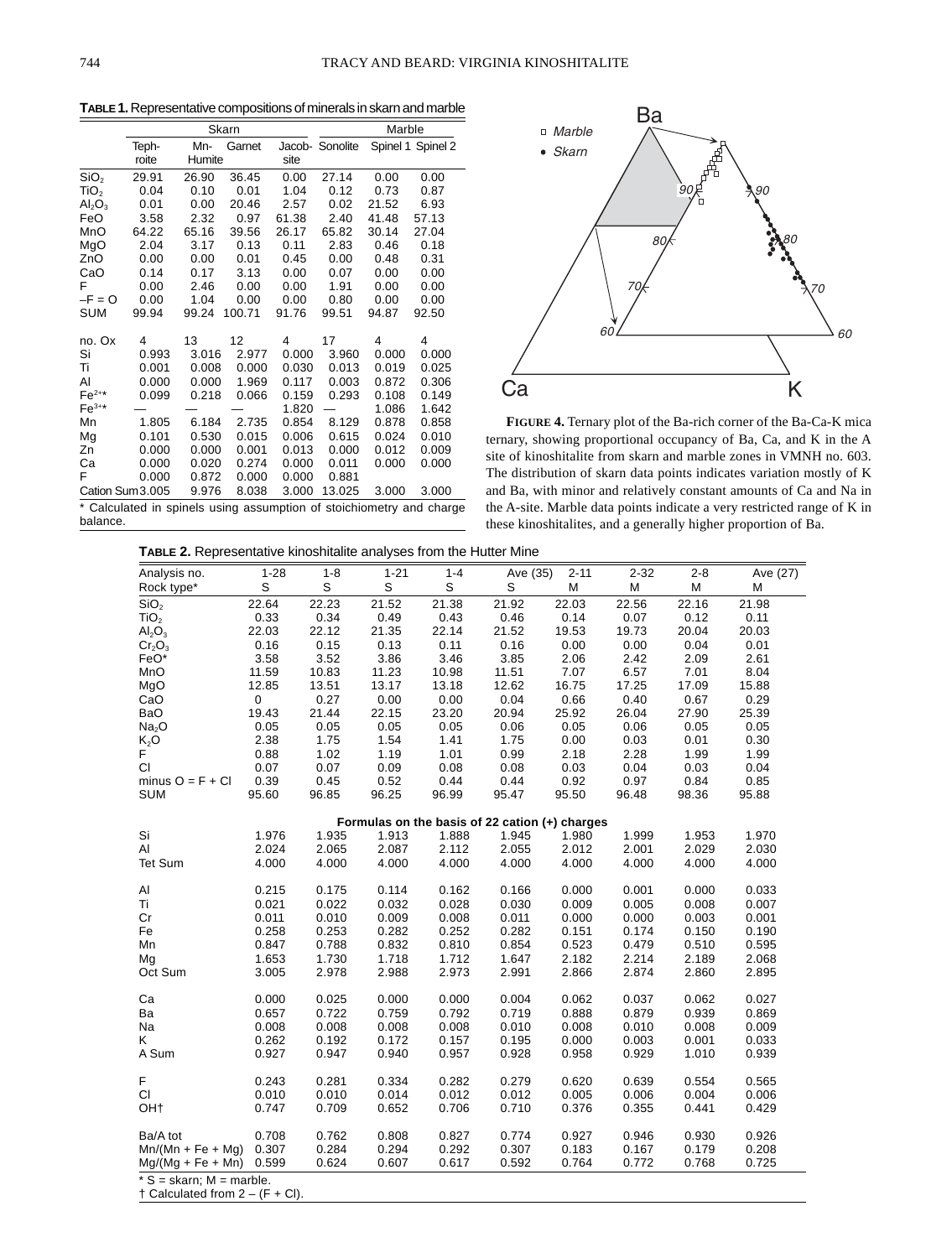**TABLE 1.** Representative compositions of minerals in skarn and marble

| | Skarn | | | | | Marble | |
|---|---|---|---|---|---|---|---|
| | Teph-roite | Mn-Humite | Garnet | Jacob-site | Sonolite | Spinel 1 | Spinel 2 |
| $SiO_2$ | 29.91 | 26.90 | 36.45 | 0.00 | 27.14 | 0.00 | 0.00 |
| $TiO_2$ | 0.04 | 0.10 | 0.01 | 1.04 | 0.12 | 0.73 | 0.87 |
| $Al_2O_3$ | 0.01 | 0.00 | 20.46 | 2.57 | 0.02 | 21.52 | 6.93 |
| FeO | 3.58 | 2.32 | 0.97 | 61.38 | 2.40 | 41.48 | 57.13 |
| MnO | 64.22 | 65.16 | 39.56 | 26.17 | 65.82 | 30.14 | 27.04 |
| MgO | 2.04 | 3.17 | 0.13 | 0.11 | 2.83 | 0.46 | 0.18 |
| ZnO | 0.00 | 0.00 | 0.01 | 0.45 | 0.00 | 0.48 | 0.31 |
| CaO | 0.14 | 0.17 | 3.13 | 0.00 | 0.07 | 0.00 | 0.00 |
| F | 0.00 | 2.46 | 0.00 | 0.00 | 1.91 | 0.00 | 0.00 |
| –F = O | 0.00 | 1.04 | 0.00 | 0.00 | 0.80 | 0.00 | 0.00 |
| SUM | 99.94 | 99.24 | 100.71 | 91.76 | 99.51 | 94.87 | 92.50 |
| no. Ox | 4 | 13 | 12 | 4 | 17 | 4 | 4 |
| Si | 0.993 | 3.016 | 2.977 | 0.000 | 3.960 | 0.000 | 0.000 |
| Ti | 0.001 | 0.008 | 0.000 | 0.030 | 0.013 | 0.019 | 0.025 |
| Al | 0.000 | 0.000 | 1.969 | 0.117 | 0.003 | 0.872 | 0.306 |
| $Fe^{2+}$* | 0.099 | 0.218 | 0.066 | 0.159 | 0.293 | 0.108 | 0.149 |
| $Fe^{3+}$* | — | — | — | 1.820 | — | 1.086 | 1.642 |
| Mn | 1.805 | 6.184 | 2.735 | 0.854 | 8.129 | 0.878 | 0.858 |
| Mg | 0.101 | 0.530 | 0.015 | 0.006 | 0.615 | 0.024 | 0.010 |
| Zn | 0.000 | 0.000 | 0.001 | 0.013 | 0.000 | 0.012 | 0.009 |
| Ca | 0.000 | 0.020 | 0.274 | 0.000 | 0.011 | 0.000 | 0.000 |
| F | 0.000 | 0.872 | 0.000 | 0.000 | 0.881 | | |
| Cation Sum | 3.005 | 9.976 | 8.038 | 3.000 | 13.025 | 3.000 | 3.000 |

\* Calculated in spinels using assumption of stoichiometry and charge balance.

**FIGURE 4.** Ternary plot of the Ba-rich corner of the Ba-Ca-K mica ternary, showing proportional occupancy of Ba, Ca, and K in the A site of kinoshitalite from skarn and marble zones in VMNH no. 603. The distribution of skarn data points indicates variation mostly of K and Ba, with minor and relatively constant amounts of Ca and Na in the A-site. Marble data points indicate a very restricted range of K in these kinoshitalites, and a generally higher proportion of Ba.

**TABLE 2.** Representative kinoshitalite analyses from the Hutter Mine

| Analysis no. | 1-28 | 1-8 | 1-21 | 1-4 | Ave (35) | 2-11 | 2-32 | 2-8 | Ave (27) |
|---|---|---|---|---|---|---|---|---|---|
| Rock type* | S | S | S | S | S | M | M | M | M |
| $SiO_2$ | 22.64 | 22.23 | 21.52 | 21.38 | 21.92 | 22.03 | 22.56 | 22.16 | 21.98 |
| $TiO_2$ | 0.33 | 0.34 | 0.49 | 0.43 | 0.46 | 0.14 | 0.07 | 0.12 | 0.11 |
| $Al_2O_3$ | 22.03 | 22.12 | 21.35 | 22.14 | 21.52 | 19.53 | 19.73 | 20.04 | 20.03 |
| $Cr_2O_3$ | 0.16 | 0.15 | 0.13 | 0.11 | 0.16 | 0.00 | 0.00 | 0.04 | 0.01 |
| FeO* | 3.58 | 3.52 | 3.86 | 3.46 | 3.85 | 2.06 | 2.42 | 2.09 | 2.61 |
| MnO | 11.59 | 10.83 | 11.23 | 10.98 | 11.51 | 7.07 | 6.57 | 7.01 | 8.04 |
| MgO | 12.85 | 13.51 | 13.17 | 13.18 | 12.62 | 16.75 | 17.25 | 17.09 | 15.88 |
| CaO | 0 | 0.27 | 0.00 | 0.00 | 0.04 | 0.66 | 0.40 | 0.67 | 0.29 |
| BaO | 19.43 | 21.44 | 22.15 | 23.20 | 20.94 | 25.92 | 26.04 | 27.90 | 25.39 |
| $Na_2O$ | 0.05 | 0.05 | 0.05 | 0.05 | 0.06 | 0.05 | 0.06 | 0.05 | 0.05 |
| $K_2O$ | 2.38 | 1.75 | 1.54 | 1.41 | 1.75 | 0.00 | 0.03 | 0.01 | 0.30 |
| F | 0.88 | 1.02 | 1.19 | 1.01 | 0.99 | 2.18 | 2.28 | 1.99 | 1.99 |
| Cl | 0.07 | 0.07 | 0.09 | 0.08 | 0.08 | 0.03 | 0.04 | 0.03 | 0.04 |
| minus O = F + Cl | 0.39 | 0.45 | 0.52 | 0.44 | 0.44 | 0.92 | 0.97 | 0.84 | 0.85 |
| SUM | 95.60 | 96.85 | 96.25 | 96.99 | 95.47 | 95.50 | 96.48 | 98.36 | 95.88 |
| **Formulas on the basis of 22 cation (+) charges** | | | | | | | | | |
| Si | 1.976 | 1.935 | 1.913 | 1.888 | 1.945 | 1.980 | 1.999 | 1.953 | 1.970 |
| Al | 2.024 | 2.065 | 2.087 | 2.112 | 2.055 | 2.012 | 2.001 | 2.029 | 2.030 |
| Tet Sum | 4.000 | 4.000 | 4.000 | 4.000 | 4.000 | 4.000 | 4.000 | 4.000 | 4.000 |
| Al | 0.215 | 0.175 | 0.114 | 0.162 | 0.166 | 0.000 | 0.001 | 0.000 | 0.033 |
| Ti | 0.021 | 0.022 | 0.032 | 0.028 | 0.030 | 0.009 | 0.005 | 0.008 | 0.007 |
| Cr | 0.011 | 0.010 | 0.009 | 0.008 | 0.011 | 0.000 | 0.000 | 0.003 | 0.001 |
| Fe | 0.258 | 0.253 | 0.282 | 0.252 | 0.282 | 0.151 | 0.174 | 0.150 | 0.190 |
| Mn | 0.847 | 0.788 | 0.832 | 0.810 | 0.854 | 0.523 | 0.479 | 0.510 | 0.595 |
| Mg | 1.653 | 1.730 | 1.718 | 1.712 | 1.647 | 2.182 | 2.214 | 2.189 | 2.068 |
| Oct Sum | 3.005 | 2.978 | 2.988 | 2.973 | 2.991 | 2.866 | 2.874 | 2.860 | 2.895 |
| Ca | 0.000 | 0.025 | 0.000 | 0.000 | 0.004 | 0.062 | 0.037 | 0.062 | 0.027 |
| Ba | 0.657 | 0.722 | 0.759 | 0.792 | 0.719 | 0.888 | 0.879 | 0.939 | 0.869 |
| Na | 0.008 | 0.008 | 0.008 | 0.008 | 0.010 | 0.008 | 0.010 | 0.008 | 0.009 |
| K | 0.262 | 0.192 | 0.172 | 0.157 | 0.195 | 0.000 | 0.003 | 0.001 | 0.033 |
| A Sum | 0.927 | 0.947 | 0.940 | 0.957 | 0.928 | 0.958 | 0.929 | 1.010 | 0.939 |
| F | 0.243 | 0.281 | 0.334 | 0.282 | 0.279 | 0.620 | 0.639 | 0.554 | 0.565 |
| Cl | 0.010 | 0.010 | 0.014 | 0.012 | 0.012 | 0.005 | 0.006 | 0.004 | 0.006 |
| OH† | 0.747 | 0.709 | 0.652 | 0.706 | 0.710 | 0.376 | 0.355 | 0.441 | 0.429 |
| Ba/A tot | 0.708 | 0.762 | 0.808 | 0.827 | 0.774 | 0.927 | 0.946 | 0.930 | 0.926 |
| Mn/(Mn + Fe + Mg) | 0.307 | 0.284 | 0.294 | 0.292 | 0.307 | 0.183 | 0.167 | 0.179 | 0.208 |
| Mg/(Mg + Fe + Mn) | 0.599 | 0.624 | 0.607 | 0.617 | 0.592 | 0.764 | 0.772 | 0.768 | 0.725 |

\* S = skarn; M = marble.
† Calculated from 2 – (F + Cl).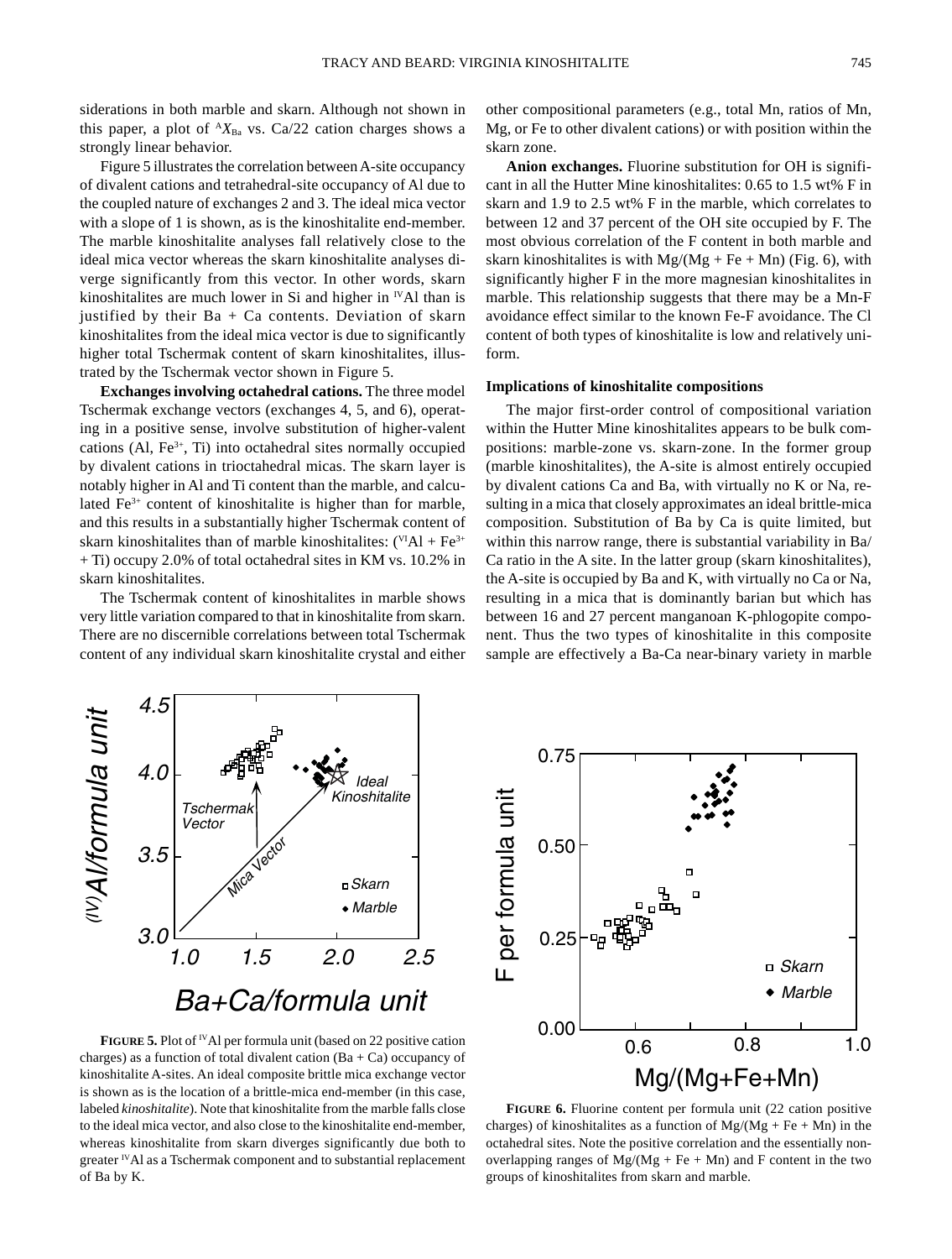siderations in both marble and skarn. Although not shown in this paper, a plot of ${}^{A}X_{Ba}$ vs. Ca/22 cation charges shows a strongly linear behavior.

Figure 5 illustrates the correlation between A-site occupancy of divalent cations and tetrahedral-site occupancy of Al due to the coupled nature of exchanges 2 and 3. The ideal mica vector with a slope of 1 is shown, as is the kinoshitalite end-member. The marble kinoshitalite analyses fall relatively close to the ideal mica vector whereas the skarn kinoshitalite analyses diverge significantly from this vector. In other words, skarn kinoshitalites are much lower in Si and higher in ${}^{IV}Al$ than is justified by their Ba + Ca contents. Deviation of skarn kinoshitalites from the ideal mica vector is due to significantly higher total Tschermak content of skarn kinoshitalites, illustrated by the Tschermak vector shown in Figure 5.

**Exchanges involving octahedral cations.** The three model Tschermak exchange vectors (exchanges 4, 5, and 6), operating in a positive sense, involve substitution of higher-valent cations (Al, $Fe^{3+}$, Ti) into octahedral sites normally occupied by divalent cations in trioctahedral micas. The skarn layer is notably higher in Al and Ti content than the marble, and calculated $Fe^{3+}$ content of kinoshitalite is higher than for marble, and this results in a substantially higher Tschermak content of skarn kinoshitalites than of marble kinoshitalites: (${}^{VI}Al + Fe^{3+}$ + Ti) occupy 2.0% of total octahedral sites in KM vs. 10.2% in skarn kinoshitalites.

The Tschermak content of kinoshitalites in marble shows very little variation compared to that in kinoshitalite from skarn. There are no discernible correlations between total Tschermak content of any individual skarn kinoshitalite crystal and either other compositional parameters (e.g., total Mn, ratios of Mn, Mg, or Fe to other divalent cations) or with position within the skarn zone.

**Anion exchanges.** Fluorine substitution for OH is significant in all the Hutter Mine kinoshitalites: 0.65 to 1.5 wt% F in skarn and 1.9 to 2.5 wt% F in the marble, which correlates to between 12 and 37 percent of the OH site occupied by F. The most obvious correlation of the F content in both marble and skarn kinoshitalites is with Mg/(Mg + Fe + Mn) (Fig. 6), with significantly higher F in the more magnesian kinoshitalites in marble. This relationship suggests that there may be a Mn-F avoidance effect similar to the known Fe-F avoidance. The Cl content of both types of kinoshitalite is low and relatively uniform.

### Implications of kinoshitalite compositions

The major first-order control of compositional variation within the Hutter Mine kinoshitalites appears to be bulk compositions: marble-zone vs. skarn-zone. In the former group (marble kinoshitalites), the A-site is almost entirely occupied by divalent cations Ca and Ba, with virtually no K or Na, resulting in a mica that closely approximates an ideal brittle-mica composition. Substitution of Ba by Ca is quite limited, but within this narrow range, there is substantial variability in Ba/Ca ratio in the A site. In the latter group (skarn kinoshitalites), the A-site is occupied by Ba and K, with virtually no Ca or Na, resulting in a mica that is dominantly barian but which has between 16 and 27 percent manganoan K-phlogopite component. Thus the two types of kinoshitalite in this composite sample are effectively a Ba-Ca near-binary variety in marble

**FIGURE 5.** Plot of ${}^{IV}Al$ per formula unit (based on 22 positive cation charges) as a function of total divalent cation (Ba + Ca) occupancy of kinoshitalite A-sites. An ideal composite brittle mica exchange vector is shown as is the location of a brittle-mica end-member (in this case, labeled *kinoshitalite*). Note that kinoshitalite from the marble falls close to the ideal mica vector, and also close to the kinoshitalite end-member, whereas kinoshitalite from skarn diverges significantly due both to greater ${}^{IV}Al$ as a Tschermak component and to substantial replacement of Ba by K.

**FIGURE 6.** Fluorine content per formula unit (22 cation positive charges) of kinoshitalites as a function of Mg/(Mg + Fe + Mn) in the octahedral sites. Note the positive correlation and the essentially non-overlapping ranges of Mg/(Mg + Fe + Mn) and F content in the two groups of kinoshitalites from skarn and marble.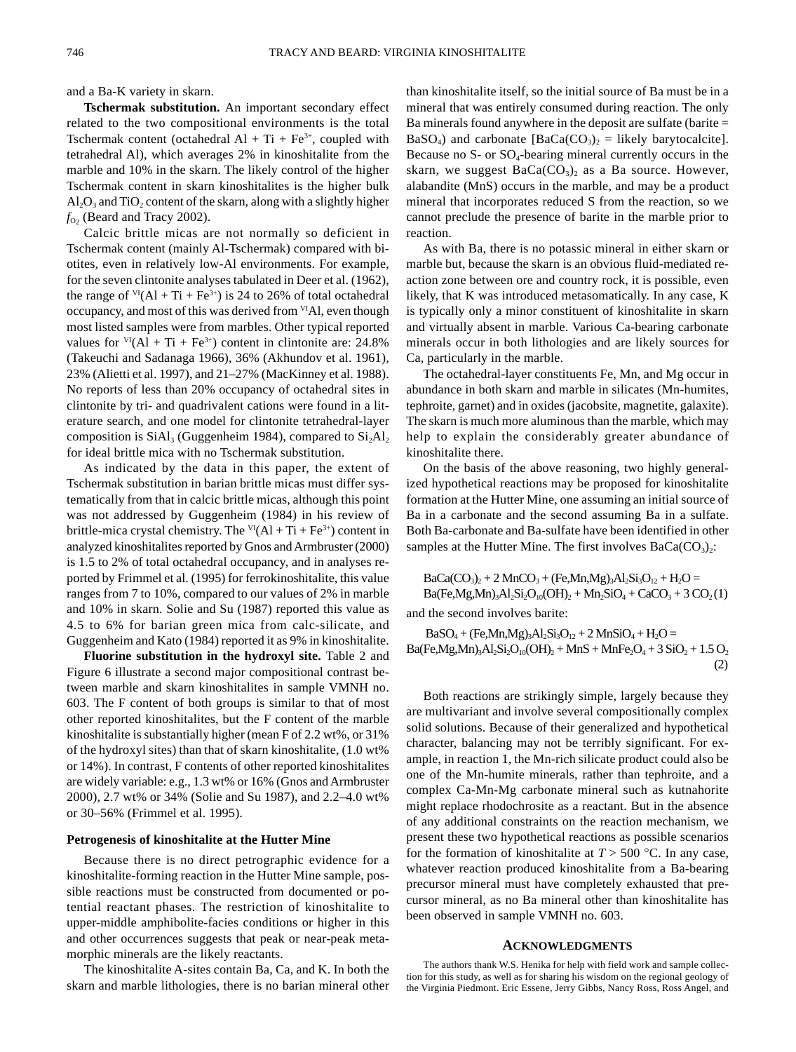and a Ba-K variety in skarn.

**Tschermak substitution.** An important secondary effect related to the two compositional environments is the total Tschermak content (octahedral Al + Ti + $Fe^{3+}$, coupled with tetrahedral Al), which averages 2% in kinoshitalite from the marble and 10% in the skarn. The likely control of the higher Tschermak content in skarn kinoshitalites is the higher bulk $Al_2O_3$ and $TiO_2$ content of the skarn, along with a slightly higher $f_{O_2}$ (Beard and Tracy 2002).

Calcic brittle micas are not normally so deficient in Tschermak content (mainly Al-Tschermak) compared with biotites, even in relatively low-Al environments. For example, for the seven clintonite analyses tabulated in Deer et al. (1962), the range of $^{VI}(Al + Ti + Fe^{3+})$ is 24 to 26% of total octahedral occupancy, and most of this was derived from $^{VI}Al$, even though most listed samples were from marbles. Other typical reported values for $^{VI}(Al + Ti + Fe^{3+})$ content in clintonite are: 24.8% (Takeuchi and Sadanaga 1966), 36% (Akhundov et al. 1961), 23% (Alietti et al. 1997), and 21–27% (MacKinney et al. 1988). No reports of less than 20% occupancy of octahedral sites in clintonite by tri- and quadrivalent cations were found in a literature search, and one model for clintonite tetrahedral-layer composition is $SiAl_3$ (Guggenheim 1984), compared to $Si_2Al_2$ for ideal brittle mica with no Tschermak substitution.

As indicated by the data in this paper, the extent of Tschermak substitution in barian brittle micas must differ systematically from that in calcic brittle micas, although this point was not addressed by Guggenheim (1984) in his review of brittle-mica crystal chemistry. The $^{VI}(Al + Ti + Fe^{3+})$ content in analyzed kinoshitalites reported by Gnos and Armbruster (2000) is 1.5 to 2% of total octahedral occupancy, and in analyses reported by Frimmel et al. (1995) for ferrokinoshitalite, this value ranges from 7 to 10%, compared to our values of 2% in marble and 10% in skarn. Solie and Su (1987) reported this value as 4.5 to 6% for barian green mica from calc-silicate, and Guggenheim and Kato (1984) reported it as 9% in kinoshitalite.

**Fluorine substitution in the hydroxyl site.** Table 2 and Figure 6 illustrate a second major compositional contrast between marble and skarn kinoshitalites in sample VMNH no. 603. The F content of both groups is similar to that of most other reported kinoshitalites, but the F content of the marble kinoshitalite is substantially higher (mean F of 2.2 wt%, or 31% of the hydroxyl sites) than that of skarn kinoshitalite, (1.0 wt% or 14%). In contrast, F contents of other reported kinoshitalites are widely variable: e.g., 1.3 wt% or 16% (Gnos and Armbruster 2000), 2.7 wt% or 34% (Solie and Su 1987), and 2.2–4.0 wt% or 30–56% (Frimmel et al. 1995).

### Petrogenesis of kinoshitalite at the Hutter Mine

Because there is no direct petrographic evidence for a kinoshitalite-forming reaction in the Hutter Mine sample, possible reactions must be constructed from documented or potential reactant phases. The restriction of kinoshitalite to upper-middle amphibolite-facies conditions or higher in this and other occurrences suggests that peak or near-peak metamorphic minerals are the likely reactants.

The kinoshitalite A-sites contain Ba, Ca, and K. In both the skarn and marble lithologies, there is no barian mineral other than kinoshitalite itself, so the initial source of Ba must be in a mineral that was entirely consumed during reaction. The only Ba minerals found anywhere in the deposit are sulfate (barite = $BaSO_4$) and carbonate [$BaCa(CO_3)_2$ = likely barytocalcite]. Because no S- or $SO_4$-bearing mineral currently occurs in the skarn, we suggest $BaCa(CO_3)_2$ as a Ba source. However, alabandite (MnS) occurs in the marble, and may be a product mineral that incorporates reduced S from the reaction, so we cannot preclude the presence of barite in the marble prior to reaction.

As with Ba, there is no potassic mineral in either skarn or marble but, because the skarn is an obvious fluid-mediated reaction zone between ore and country rock, it is possible, even likely, that K was introduced metasomatically. In any case, K is typically only a minor constituent of kinoshitalite in skarn and virtually absent in marble. Various Ca-bearing carbonate minerals occur in both lithologies and are likely sources for Ca, particularly in the marble.

The octahedral-layer constituents Fe, Mn, and Mg occur in abundance in both skarn and marble in silicates (Mn-humites, tephroite, garnet) and in oxides (jacobsite, magnetite, galaxite). The skarn is much more aluminous than the marble, which may help to explain the considerably greater abundance of kinoshitalite there.

On the basis of the above reasoning, two highly generalized hypothetical reactions may be proposed for kinoshitalite formation at the Hutter Mine, one assuming an initial source of Ba in a carbonate and the second assuming Ba in a sulfate. Both Ba-carbonate and Ba-sulfate have been identified in other samples at the Hutter Mine. The first involves $BaCa(CO_3)_2$:

$$BaCa(CO_3)_2 + 2\,MnCO_3 + (Fe,Mn,Mg)_3Al_2Si_3O_{12} + H_2O = Ba(Fe,Mg,Mn)_3Al_2Si_2O_{10}(OH)_2 + Mn_2SiO_4 + CaCO_3 + 3\,CO_2 \quad (1)$$

and the second involves barite:

$$BaSO_4 + (Fe,Mn,Mg)_3Al_2Si_3O_{12} + 2\,MnSiO_4 + H_2O = Ba(Fe,Mg,Mn)_3Al_2Si_2O_{10}(OH)_2 + MnS + MnFe_2O_4 + 3\,SiO_2 + 1.5\,O_2 \quad (2)$$

Both reactions are strikingly simple, largely because they are multivariant and involve several compositionally complex solid solutions. Because of their generalized and hypothetical character, balancing may not be terribly significant. For example, in reaction 1, the Mn-rich silicate product could also be one of the Mn-humite minerals, rather than tephroite, and a complex Ca-Mn-Mg carbonate mineral such as kutnahorite might replace rhodochrosite as a reactant. But in the absence of any additional constraints on the reaction mechanism, we present these two hypothetical reactions as possible scenarios for the formation of kinoshitalite at $T > 500$ °C. In any case, whatever reaction produced kinoshitalite from a Ba-bearing precursor mineral must have completely exhausted that precursor mineral, as no Ba mineral other than kinoshitalite has been observed in sample VMNH no. 603.

## Acknowledgments

The authors thank W.S. Henika for help with field work and sample collection for this study, as well as for sharing his wisdom on the regional geology of the Virginia Piedmont. Eric Essene, Jerry Gibbs, Nancy Ross, Ross Angel, and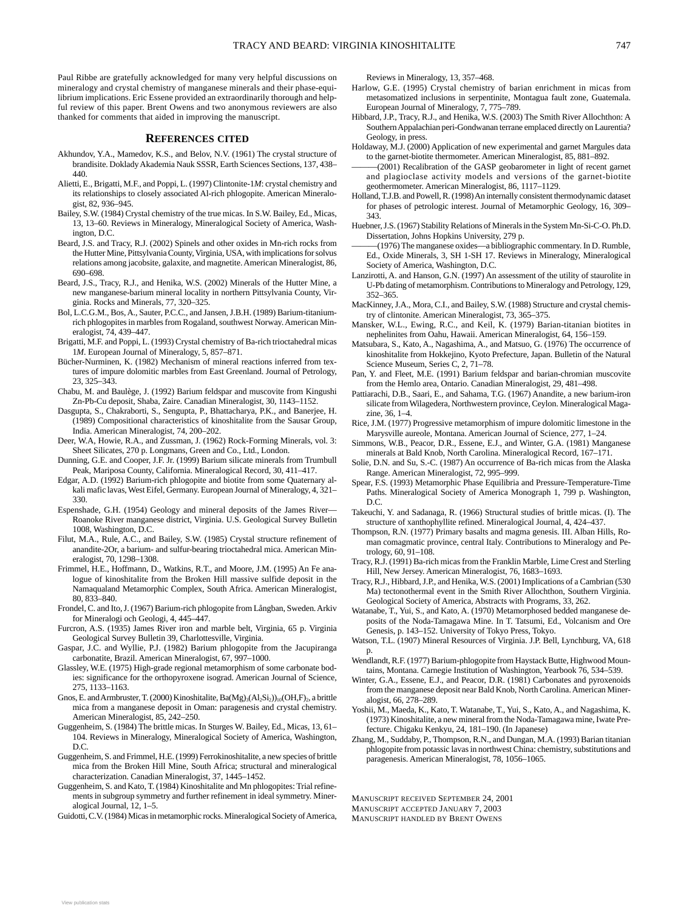Paul Ribbe are gratefully acknowledged for many very helpful discussions on mineralogy and crystal chemistry of manganese minerals and their phase-equilibrium implications. Eric Essene provided an extraordinarily thorough and helpful review of this paper. Brent Owens and two anonymous reviewers are also thanked for comments that aided in improving the manuscript.

## REFERENCES CITED

Akhundov, Y.A., Mamedov, K.S., and Belov, N.V. (1961) The crystal structure of brandisite. Doklady Akademia Nauk SSSR, Earth Sciences Sections, 137, 438–440.

Alietti, E., Brigatti, M.F., and Poppi, L. (1997) Clintonite-1*M*: crystal chemistry and its relationships to closely associated Al-rich phlogopite. American Mineralogist, 82, 936–945.

Bailey, S.W. (1984) Crystal chemistry of the true micas. In S.W. Bailey, Ed., Micas, 13, 13–60. Reviews in Mineralogy, Mineralogical Society of America, Washington, D.C.

Beard, J.S. and Tracy, R.J. (2002) Spinels and other oxides in Mn-rich rocks from the Hutter Mine, Pittsylvania County, Virginia, USA, with implications for solvus relations among jacobsite, galaxite, and magnetite. American Mineralogist, 86, 690–698.

Beard, J.S., Tracy, R.J., and Henika, W.S. (2002) Minerals of the Hutter Mine, a new manganese-barium mineral locality in northern Pittsylvania County, Virginia. Rocks and Minerals, 77, 320–325.

Bol, L.C.G.M., Bos, A., Sauter, P.C.C., and Jansen, J.B.H. (1989) Barium-titanium-rich phlogopites in marbles from Rogaland, southwest Norway. American Mineralogist, 74, 439–447.

Brigatti, M.F. and Poppi, L. (1993) Crystal chemistry of Ba-rich trioctahedral micas 1*M*. European Journal of Mineralogy, 5, 857–871.

Bücher-Nurminen, K. (1982) Mechanism of mineral reactions inferred from textures of impure dolomitic marbles from East Greenland. Journal of Petrology, 23, 325–343.

Chabu, M. and Baulège, J. (1992) Barium feldspar and muscovite from Kingushi Zn-Pb-Cu deposit, Shaba, Zaire. Canadian Mineralogist, 30, 1143–1152.

Dasgupta, S., Chakraborti, S., Sengupta, P., Bhattacharya, P.K., and Banerjee, H. (1989) Compositional characteristics of kinoshitalite from the Sausar Group, India. American Mineralogist, 74, 200–202.

Deer, W.A, Howie, R.A., and Zussman, J. (1962) Rock-Forming Minerals, vol. 3: Sheet Silicates, 270 p. Longmans, Green and Co., Ltd., London.

Dunning, G.E. and Cooper, J.F. Jr. (1999) Barium silicate minerals from Trumbull Peak, Mariposa County, California. Mineralogical Record, 30, 411–417.

Edgar, A.D. (1992) Barium-rich phlogopite and biotite from some Quaternary alkali mafic lavas, West Eifel, Germany. European Journal of Mineralogy, 4, 321–330.

Espenshade, G.H. (1954) Geology and mineral deposits of the James River—Roanoke River manganese district, Virginia. U.S. Geological Survey Bulletin 1008, Washington, D.C.

Filut, M.A., Rule, A.C., and Bailey, S.W. (1985) Crystal structure refinement of anandite-2Or, a barium- and sulfur-bearing trioctahedral mica. American Mineralogist, 70, 1298–1308.

Frimmel, H.E., Hoffmann, D., Watkins, R.T., and Moore, J.M. (1995) An Fe analogue of kinoshitalite from the Broken Hill massive sulfide deposit in the Namaqualand Metamorphic Complex, South Africa. American Mineralogist, 80, 833–840.

Frondel, C. and Ito, J. (1967) Barium-rich phlogopite from Långban, Sweden. Arkiv for Mineralogi och Geologi, 4, 445–447.

Furcron, A.S. (1935) James River iron and marble belt, Virginia, 65 p. Virginia Geological Survey Bulletin 39, Charlottesville, Virginia.

Gaspar, J.C. and Wyllie, P.J. (1982) Barium phlogopite from the Jacupiranga carbonatite, Brazil. American Mineralogist, 67, 997–1000.

Glassley, W.E. (1975) High-grade regional metamorphism of some carbonate bodies: significance for the orthopyroxene isograd. American Journal of Science, 275, 1133–1163.

Gnos, E. and Armbruster, T. (2000) Kinoshitalite, $Ba(Mg)_3(Al_2Si_2))_{10}(OH,F)_2$, a brittle mica from a manganese deposit in Oman: paragenesis and crystal chemistry. American Mineralogist, 85, 242–250.

Guggenheim, S. (1984) The brittle micas. In Sturges W. Bailey, Ed., Micas, 13, 61–104. Reviews in Mineralogy, Mineralogical Society of America, Washington, D.C.

Guggenheim, S. and Frimmel, H.E. (1999) Ferrokinoshitalite, a new species of brittle mica from the Broken Hill Mine, South Africa; structural and mineralogical characterization. Canadian Mineralogist, 37, 1445–1452.

Guggenheim, S. and Kato, T. (1984) Kinoshitalite and Mn phlogopites: Trial refinements in subgroup symmetry and further refinement in ideal symmetry. Mineralogical Journal, 12, 1–5.

Guidotti, C.V. (1984) Micas in metamorphic rocks. Mineralogical Society of America, Reviews in Mineralogy, 13, 357–468.

Harlow, G.E. (1995) Crystal chemistry of barian enrichment in micas from metasomatized inclusions in serpentinite, Montagua fault zone, Guatemala. European Journal of Mineralogy, 7, 775–789.

Hibbard, J.P., Tracy, R.J., and Henika, W.S. (2003) The Smith River Allochthon: A Southern Appalachian peri-Gondwanan terrane emplaced directly on Laurentia? Geology, in press.

Holdaway, M.J. (2000) Application of new experimental and garnet Margules data to the garnet-biotite thermometer. American Mineralogist, 85, 881–892.

———(2001) Recalibration of the GASP geobarometer in light of recent garnet and plagioclase activity models and versions of the garnet-biotite geothermometer. American Mineralogist, 86, 1117–1129.

Holland, T.J.B. and Powell, R. (1998) An internally consistent thermodynamic dataset for phases of petrologic interest. Journal of Metamorphic Geology, 16, 309–343.

Huebner, J.S. (1967) Stability Relations of Minerals in the System Mn-Si-C-O. Ph.D. Dissertation, Johns Hopkins University, 279 p.

———(1976) The manganese oxides—a bibliographic commentary. In D. Rumble, Ed., Oxide Minerals, 3, SH 1-SH 17. Reviews in Mineralogy, Mineralogical Society of America, Washington, D.C.

Lanzirotti, A. and Hanson, G.N. (1997) An assessment of the utility of staurolite in U-Pb dating of metamorphism. Contributions to Mineralogy and Petrology, 129, 352–365.

MacKinney, J.A., Mora, C.I., and Bailey, S.W. (1988) Structure and crystal chemistry of clintonite. American Mineralogist, 73, 365–375.

Mansker, W.L., Ewing, R.C., and Keil, K. (1979) Barian-titanian biotites in nephelinites from Oahu, Hawaii. American Mineralogist, 64, 156–159.

Matsubara, S., Kato, A., Nagashima, A., and Matsuo, G. (1976) The occurrence of kinoshitalite from Hokkejino, Kyoto Prefecture, Japan. Bulletin of the Natural Science Museum, Series C, 2, 71–78.

Pan, Y. and Fleet, M.E. (1991) Barium feldspar and barian-chromian muscovite from the Hemlo area, Ontario. Canadian Mineralogist, 29, 481–498.

Pattiarachi, D.B., Saari, E., and Sahama, T.G. (1967) Anandite, a new barium-iron silicate from Wilagedera, Northwestern province, Ceylon. Mineralogical Magazine, 36, 1–4.

Rice, J.M. (1977) Progressive metamorphism of impure dolomitic limestone in the Marysville aureole, Montana. American Journal of Science, 277, 1–24.

Simmons, W.B., Peacor, D.R., Essene, E.J., and Winter, G.A. (1981) Manganese minerals at Bald Knob, North Carolina. Mineralogical Record, 167–171.

Solie, D.N. and Su, S.-C. (1987) An occurrence of Ba-rich micas from the Alaska Range. American Mineralogist, 72, 995–999.

Spear, F.S. (1993) Metamorphic Phase Equilibria and Pressure-Temperature-Time Paths. Mineralogical Society of America Monograph 1, 799 p. Washington, D.C.

Takeuchi, Y. and Sadanaga, R. (1966) Structural studies of brittle micas. (I). The structure of xanthophyllite refined. Mineralogical Journal, 4, 424–437.

Thompson, R.N. (1977) Primary basalts and magma genesis. III. Alban Hills, Roman comagmatic province, central Italy. Contributions to Mineralogy and Petrology, 60, 91–108.

Tracy, R.J. (1991) Ba-rich micas from the Franklin Marble, Lime Crest and Sterling Hill, New Jersey. American Mineralogist, 76, 1683–1693.

Tracy, R.J., Hibbard, J.P., and Henika, W.S. (2001) Implications of a Cambrian (530 Ma) tectonothermal event in the Smith River Allochthon, Southern Virginia. Geological Society of America, Abstracts with Programs, 33, 262.

Watanabe, T., Yui, S., and Kato, A. (1970) Metamorphosed bedded manganese deposits of the Noda-Tamagawa Mine. In T. Tatsumi, Ed., Volcanism and Ore Genesis, p. 143–152. University of Tokyo Press, Tokyo.

Watson, T.L. (1907) Mineral Resources of Virginia. J.P. Bell, Lynchburg, VA, 618 p.

Wendlandt, R.F. (1977) Barium-phlogopite from Haystack Butte, Highwood Mountains, Montana. Carnegie Institution of Washington, Yearbook 76, 534–539.

Winter, G.A., Essene, E.J., and Peacor, D.R. (1981) Carbonates and pyroxenoids from the manganese deposit near Bald Knob, North Carolina. American Mineralogist, 66, 278–289.

Yoshii, M., Maeda, K., Kato, T. Watanabe, T., Yui, S., Kato, A., and Nagashima, K. (1973) Kinoshitalite, a new mineral from the Noda-Tamagawa mine, Iwate Prefecture. Chigaku Kenkyu, 24, 181–190. (In Japanese)

Zhang, M., Suddaby, P., Thompson, R.N., and Dungan, M.A. (1993) Barian titanian phlogopite from potassic lavas in northwest China: chemistry, substitutions and paragenesis. American Mineralogist, 78, 1056–1065.

MANUSCRIPT RECEIVED SEPTEMBER 24, 2001
MANUSCRIPT ACCEPTED JANUARY 7, 2003
MANUSCRIPT HANDLED BY BRENT OWENS